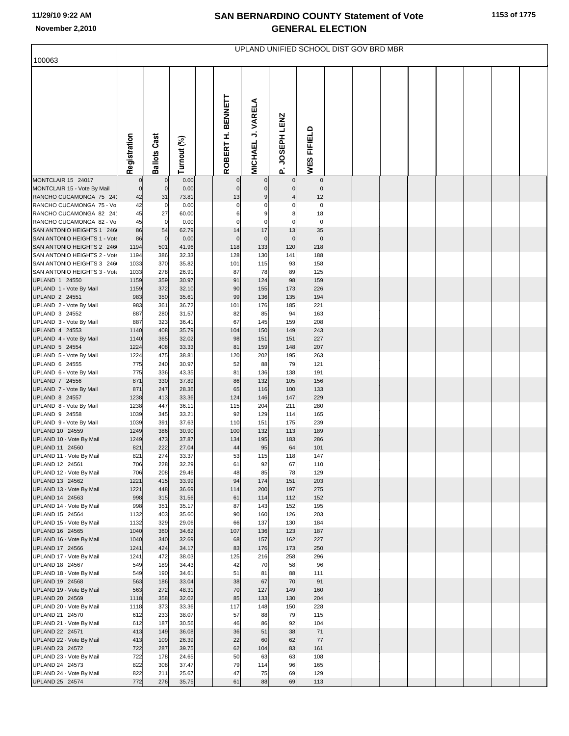# SAN BERNARDINO COUNTY Statement of Vote
## GENERAL ELECTION

11/29/10 9:22 AM
November 2,2010

UPLAND UNIFIED SCHOOL DIST GOV BRD MBR

100063

| | Registration | Ballots Cast | Turnout (%) | ROBERT H. BENNETT | MICHAEL J. VARELA | P. JOSEPH LENZ | WES FIFIELD |
|---|---|---|---|---|---|---|---|
| MONTCLAIR 15 24017 | 0 | 0 | 0.00 | 0 | 0 | 0 | 0 |
| MONTCLAIR 15 - Vote By Mail | 0 | 0 | 0.00 | 0 | 0 | 0 | 0 |
| RANCHO CUCAMONGA 75 24 | 42 | 31 | 73.81 | 13 | 9 | 4 | 12 |
| RANCHO CUCAMONGA 75 - Vo | 42 | 0 | 0.00 | 0 | 0 | 0 | 0 |
| RANCHO CUCAMONGA 82 24 | 45 | 27 | 60.00 | 6 | 9 | 8 | 18 |
| RANCHO CUCAMONGA 82 - Vo | 45 | 0 | 0.00 | 0 | 0 | 0 | 0 |
| SAN ANTONIO HEIGHTS 1 246 | 86 | 54 | 62.79 | 14 | 17 | 13 | 35 |
| SAN ANTONIO HEIGHTS 1 - Vote | 86 | 0 | 0.00 | 0 | 0 | 0 | 0 |
| SAN ANTONIO HEIGHTS 2 246 | 1194 | 501 | 41.96 | 118 | 133 | 120 | 218 |
| SAN ANTONIO HEIGHTS 2 - Vote | 1194 | 386 | 32.33 | 128 | 130 | 141 | 188 |
| SAN ANTONIO HEIGHTS 3 246 | 1033 | 370 | 35.82 | 101 | 115 | 93 | 158 |
| SAN ANTONIO HEIGHTS 3 - Vote | 1033 | 278 | 26.91 | 87 | 78 | 89 | 125 |
| UPLAND 1 24550 | 1159 | 359 | 30.97 | 91 | 124 | 98 | 159 |
| UPLAND 1 - Vote By Mail | 1159 | 372 | 32.10 | 90 | 155 | 173 | 226 |
| UPLAND 2 24551 | 983 | 350 | 35.61 | 99 | 136 | 135 | 194 |
| UPLAND 2 - Vote By Mail | 983 | 361 | 36.72 | 101 | 176 | 185 | 221 |
| UPLAND 3 24552 | 887 | 280 | 31.57 | 82 | 85 | 94 | 163 |
| UPLAND 3 - Vote By Mail | 887 | 323 | 36.41 | 67 | 145 | 159 | 208 |
| UPLAND 4 24553 | 1140 | 408 | 35.79 | 104 | 150 | 149 | 243 |
| UPLAND 4 - Vote By Mail | 1140 | 365 | 32.02 | 98 | 151 | 151 | 227 |
| UPLAND 5 24554 | 1224 | 408 | 33.33 | 81 | 159 | 148 | 207 |
| UPLAND 5 - Vote By Mail | 1224 | 475 | 38.81 | 120 | 202 | 195 | 263 |
| UPLAND 6 24555 | 775 | 240 | 30.97 | 52 | 88 | 79 | 121 |
| UPLAND 6 - Vote By Mail | 775 | 336 | 43.35 | 81 | 136 | 138 | 191 |
| UPLAND 7 24556 | 871 | 330 | 37.89 | 86 | 132 | 105 | 156 |
| UPLAND 7 - Vote By Mail | 871 | 247 | 28.36 | 65 | 116 | 100 | 133 |
| UPLAND 8 24557 | 1238 | 413 | 33.36 | 124 | 146 | 147 | 229 |
| UPLAND 8 - Vote By Mail | 1238 | 447 | 36.11 | 115 | 204 | 211 | 280 |
| UPLAND 9 24558 | 1039 | 345 | 33.21 | 92 | 129 | 114 | 165 |
| UPLAND 9 - Vote By Mail | 1039 | 391 | 37.63 | 110 | 151 | 175 | 239 |
| UPLAND 10 24559 | 1249 | 386 | 30.90 | 100 | 132 | 113 | 189 |
| UPLAND 10 - Vote By Mail | 1249 | 473 | 37.87 | 134 | 195 | 183 | 286 |
| UPLAND 11 24560 | 821 | 222 | 27.04 | 44 | 95 | 64 | 101 |
| UPLAND 11 - Vote By Mail | 821 | 274 | 33.37 | 53 | 115 | 118 | 147 |
| UPLAND 12 24561 | 706 | 228 | 32.29 | 61 | 92 | 67 | 110 |
| UPLAND 12 - Vote By Mail | 706 | 208 | 29.46 | 48 | 85 | 78 | 129 |
| UPLAND 13 24562 | 1221 | 415 | 33.99 | 94 | 174 | 151 | 203 |
| UPLAND 13 - Vote By Mail | 1221 | 448 | 36.69 | 114 | 200 | 197 | 275 |
| UPLAND 14 24563 | 998 | 315 | 31.56 | 61 | 114 | 112 | 152 |
| UPLAND 14 - Vote By Mail | 998 | 351 | 35.17 | 87 | 143 | 152 | 195 |
| UPLAND 15 24564 | 1132 | 403 | 35.60 | 90 | 160 | 126 | 203 |
| UPLAND 15 - Vote By Mail | 1132 | 329 | 29.06 | 66 | 137 | 130 | 184 |
| UPLAND 16 24565 | 1040 | 360 | 34.62 | 107 | 136 | 123 | 187 |
| UPLAND 16 - Vote By Mail | 1040 | 340 | 32.69 | 68 | 157 | 162 | 227 |
| UPLAND 17 24566 | 1241 | 424 | 34.17 | 83 | 176 | 173 | 250 |
| UPLAND 17 - Vote By Mail | 1241 | 472 | 38.03 | 125 | 216 | 258 | 296 |
| UPLAND 18 24567 | 549 | 189 | 34.43 | 42 | 70 | 58 | 96 |
| UPLAND 18 - Vote By Mail | 549 | 190 | 34.61 | 51 | 81 | 88 | 111 |
| UPLAND 19 24568 | 563 | 186 | 33.04 | 38 | 67 | 70 | 91 |
| UPLAND 19 - Vote By Mail | 563 | 272 | 48.31 | 70 | 127 | 149 | 160 |
| UPLAND 20 24569 | 1118 | 358 | 32.02 | 85 | 133 | 130 | 204 |
| UPLAND 20 - Vote By Mail | 1118 | 373 | 33.36 | 117 | 148 | 150 | 228 |
| UPLAND 21 24570 | 612 | 233 | 38.07 | 57 | 88 | 79 | 115 |
| UPLAND 21 - Vote By Mail | 612 | 187 | 30.56 | 46 | 86 | 92 | 104 |
| UPLAND 22 24571 | 413 | 149 | 36.08 | 36 | 51 | 38 | 71 |
| UPLAND 22 - Vote By Mail | 413 | 109 | 26.39 | 22 | 60 | 62 | 77 |
| UPLAND 23 24572 | 722 | 287 | 39.75 | 62 | 104 | 83 | 161 |
| UPLAND 23 - Vote By Mail | 722 | 178 | 24.65 | 50 | 63 | 63 | 108 |
| UPLAND 24 24573 | 822 | 308 | 37.47 | 79 | 114 | 96 | 165 |
| UPLAND 24 - Vote By Mail | 822 | 211 | 25.67 | 47 | 75 | 69 | 129 |
| UPLAND 25 24574 | 772 | 276 | 35.75 | 61 | 88 | 69 | 113 |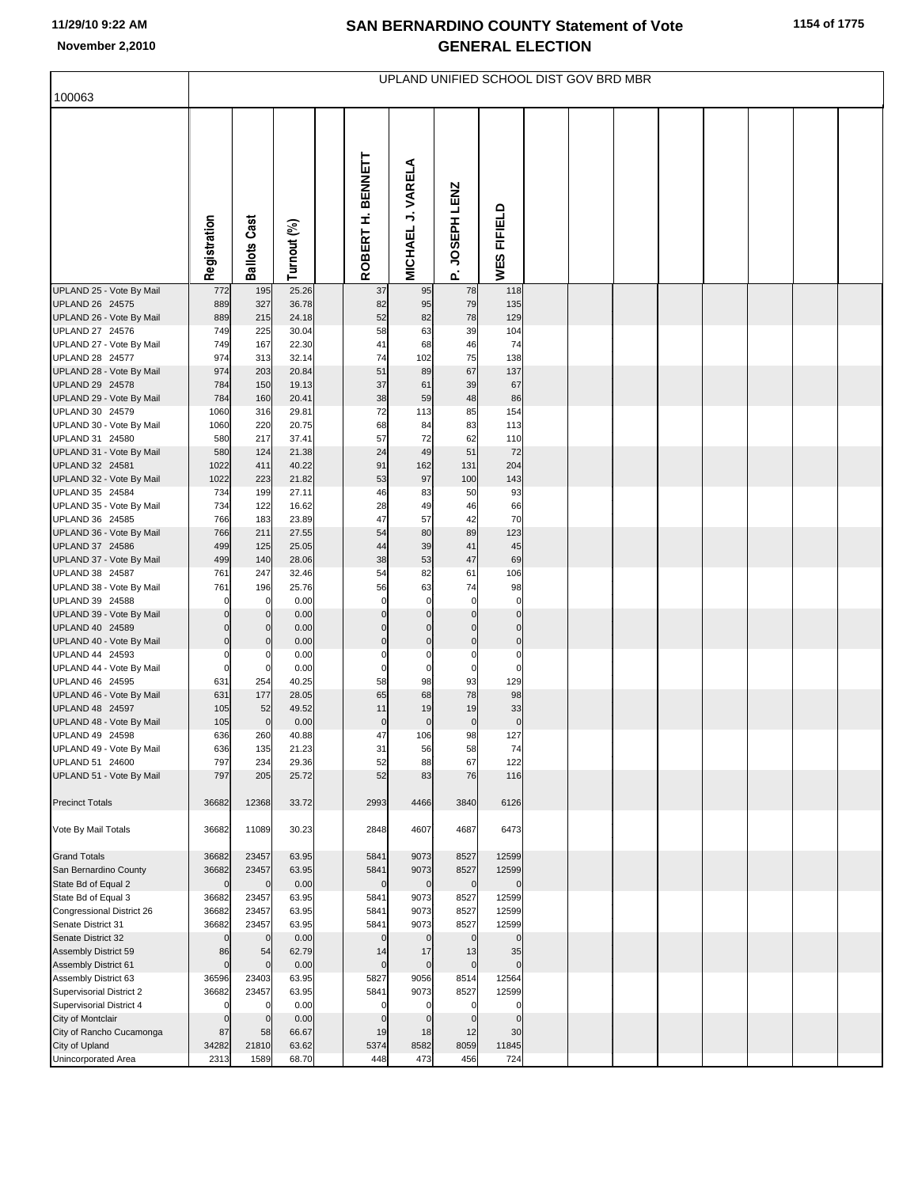100063

UPLAND UNIFIED SCHOOL DIST GOV BRD MBR

| | Registration | Ballots Cast | Turnout (%) | | ROBERT H. BENNETT | MICHAEL J. VARELA | P. JOSEPH LENZ | WES FIFIELD |
|---|---|---|---|---|---|---|---|---|
| UPLAND 25 - Vote By Mail | 772 | 195 | 25.26 | | 37 | 95 | 78 | 118 |
| UPLAND 26 24575 | 889 | 327 | 36.78 | | 82 | 95 | 79 | 135 |
| UPLAND 26 - Vote By Mail | 889 | 215 | 24.18 | | 52 | 82 | 78 | 129 |
| UPLAND 27 24576 | 749 | 225 | 30.04 | | 58 | 63 | 39 | 104 |
| UPLAND 27 - Vote By Mail | 749 | 167 | 22.30 | | 41 | 68 | 46 | 74 |
| UPLAND 28 24577 | 974 | 313 | 32.14 | | 74 | 102 | 75 | 138 |
| UPLAND 28 - Vote By Mail | 974 | 203 | 20.84 | | 51 | 89 | 67 | 137 |
| UPLAND 29 24578 | 784 | 150 | 19.13 | | 37 | 61 | 39 | 67 |
| UPLAND 29 - Vote By Mail | 784 | 160 | 20.41 | | 38 | 59 | 48 | 86 |
| UPLAND 30 24579 | 1060 | 316 | 29.81 | | 72 | 113 | 85 | 154 |
| UPLAND 30 - Vote By Mail | 1060 | 220 | 20.75 | | 68 | 84 | 83 | 113 |
| UPLAND 31 24580 | 580 | 217 | 37.41 | | 57 | 72 | 62 | 110 |
| UPLAND 31 - Vote By Mail | 580 | 124 | 21.38 | | 24 | 49 | 51 | 72 |
| UPLAND 32 24581 | 1022 | 411 | 40.22 | | 91 | 162 | 131 | 204 |
| UPLAND 32 - Vote By Mail | 1022 | 223 | 21.82 | | 53 | 97 | 100 | 143 |
| UPLAND 35 24584 | 734 | 199 | 27.11 | | 46 | 83 | 50 | 93 |
| UPLAND 35 - Vote By Mail | 734 | 122 | 16.62 | | 28 | 49 | 46 | 66 |
| UPLAND 36 24585 | 766 | 183 | 23.89 | | 47 | 57 | 42 | 70 |
| UPLAND 36 - Vote By Mail | 766 | 211 | 27.55 | | 54 | 80 | 89 | 123 |
| UPLAND 37 24586 | 499 | 125 | 25.05 | | 44 | 39 | 41 | 45 |
| UPLAND 37 - Vote By Mail | 499 | 140 | 28.06 | | 38 | 53 | 47 | 69 |
| UPLAND 38 24587 | 761 | 247 | 32.46 | | 54 | 82 | 61 | 106 |
| UPLAND 38 - Vote By Mail | 761 | 196 | 25.76 | | 56 | 63 | 74 | 98 |
| UPLAND 39 24588 | 0 | 0 | 0.00 | | 0 | 0 | 0 | 0 |
| UPLAND 39 - Vote By Mail | 0 | 0 | 0.00 | | 0 | 0 | 0 | 0 |
| UPLAND 40 24589 | 0 | 0 | 0.00 | | 0 | 0 | 0 | 0 |
| UPLAND 40 - Vote By Mail | 0 | 0 | 0.00 | | 0 | 0 | 0 | 0 |
| UPLAND 44 24593 | 0 | 0 | 0.00 | | 0 | 0 | 0 | 0 |
| UPLAND 44 - Vote By Mail | 0 | 0 | 0.00 | | 0 | 0 | 0 | 0 |
| UPLAND 46 24595 | 631 | 254 | 40.25 | | 58 | 98 | 93 | 129 |
| UPLAND 46 - Vote By Mail | 631 | 177 | 28.05 | | 65 | 68 | 78 | 98 |
| UPLAND 48 24597 | 105 | 52 | 49.52 | | 11 | 19 | 19 | 33 |
| UPLAND 48 - Vote By Mail | 105 | 0 | 0.00 | | 0 | 0 | 0 | 0 |
| UPLAND 49 24598 | 636 | 260 | 40.88 | | 47 | 106 | 98 | 127 |
| UPLAND 49 - Vote By Mail | 636 | 135 | 21.23 | | 31 | 56 | 58 | 74 |
| UPLAND 51 24600 | 797 | 234 | 29.36 | | 52 | 88 | 67 | 122 |
| UPLAND 51 - Vote By Mail | 797 | 205 | 25.72 | | 52 | 83 | 76 | 116 |
| Precinct Totals | 36682 | 12368 | 33.72 | | 2993 | 4466 | 3840 | 6126 |
| Vote By Mail Totals | 36682 | 11089 | 30.23 | | 2848 | 4607 | 4687 | 6473 |
| Grand Totals | 36682 | 23457 | 63.95 | | 5841 | 9073 | 8527 | 12599 |
| San Bernardino County | 36682 | 23457 | 63.95 | | 5841 | 9073 | 8527 | 12599 |
| State Bd of Equal 2 | 0 | 0 | 0.00 | | 0 | 0 | 0 | 0 |
| State Bd of Equal 3 | 36682 | 23457 | 63.95 | | 5841 | 9073 | 8527 | 12599 |
| Congressional District 26 | 36682 | 23457 | 63.95 | | 5841 | 9073 | 8527 | 12599 |
| Senate District 31 | 36682 | 23457 | 63.95 | | 5841 | 9073 | 8527 | 12599 |
| Senate District 32 | 0 | 0 | 0.00 | | 0 | 0 | 0 | 0 |
| Assembly District 59 | 86 | 54 | 62.79 | | 14 | 17 | 13 | 35 |
| Assembly District 61 | 0 | 0 | 0.00 | | 0 | 0 | 0 | 0 |
| Assembly District 63 | 36596 | 23403 | 63.95 | | 5827 | 9056 | 8514 | 12564 |
| Supervisorial District 2 | 36682 | 23457 | 63.95 | | 5841 | 9073 | 8527 | 12599 |
| Supervisorial District 4 | 0 | 0 | 0.00 | | 0 | 0 | 0 | 0 |
| City of Montclair | 0 | 0 | 0.00 | | 0 | 0 | 0 | 0 |
| City of Rancho Cucamonga | 87 | 58 | 66.67 | | 19 | 18 | 12 | 30 |
| City of Upland | 34282 | 21810 | 63.62 | | 5374 | 8582 | 8059 | 11845 |
| Unincorporated Area | 2313 | 1589 | 68.70 | | 448 | 473 | 456 | 724 |